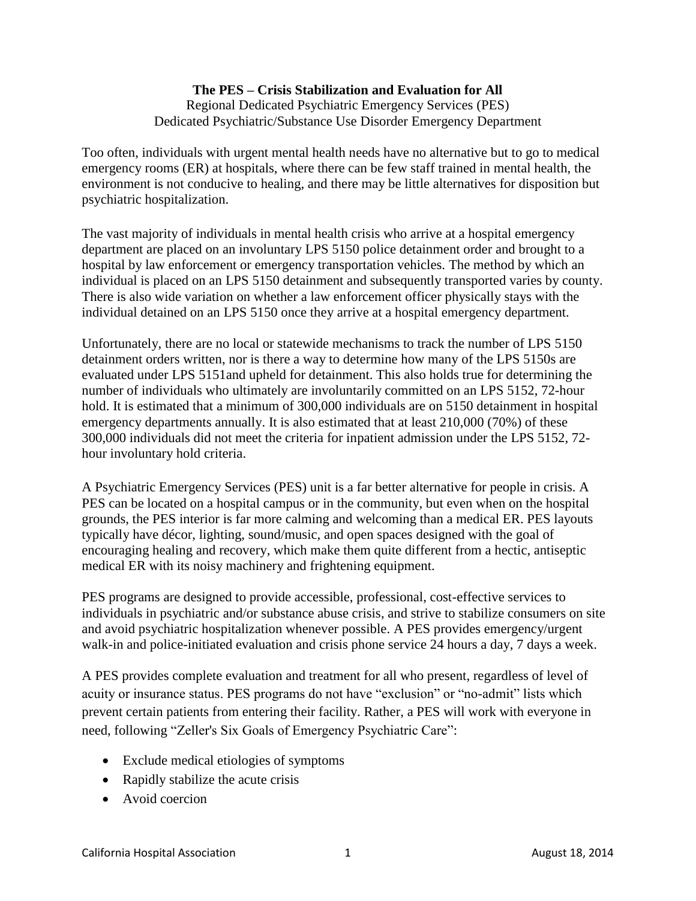**The PES – Crisis Stabilization and Evaluation for All**

Regional Dedicated Psychiatric Emergency Services (PES)
Dedicated Psychiatric/Substance Use Disorder Emergency Department

Too often, individuals with urgent mental health needs have no alternative but to go to medical emergency rooms (ER) at hospitals, where there can be few staff trained in mental health, the environment is not conducive to healing, and there may be little alternatives for disposition but psychiatric hospitalization.

The vast majority of individuals in mental health crisis who arrive at a hospital emergency department are placed on an involuntary LPS 5150 police detainment order and brought to a hospital by law enforcement or emergency transportation vehicles. The method by which an individual is placed on an LPS 5150 detainment and subsequently transported varies by county. There is also wide variation on whether a law enforcement officer physically stays with the individual detained on an LPS 5150 once they arrive at a hospital emergency department.

Unfortunately, there are no local or statewide mechanisms to track the number of LPS 5150 detainment orders written, nor is there a way to determine how many of the LPS 5150s are evaluated under LPS 5151and upheld for detainment. This also holds true for determining the number of individuals who ultimately are involuntarily committed on an LPS 5152, 72-hour hold. It is estimated that a minimum of 300,000 individuals are on 5150 detainment in hospital emergency departments annually. It is also estimated that at least 210,000 (70%) of these 300,000 individuals did not meet the criteria for inpatient admission under the LPS 5152, 72-hour involuntary hold criteria.

A Psychiatric Emergency Services (PES) unit is a far better alternative for people in crisis. A PES can be located on a hospital campus or in the community, but even when on the hospital grounds, the PES interior is far more calming and welcoming than a medical ER. PES layouts typically have décor, lighting, sound/music, and open spaces designed with the goal of encouraging healing and recovery, which make them quite different from a hectic, antiseptic medical ER with its noisy machinery and frightening equipment.

PES programs are designed to provide accessible, professional, cost-effective services to individuals in psychiatric and/or substance abuse crisis, and strive to stabilize consumers on site and avoid psychiatric hospitalization whenever possible. A PES provides emergency/urgent walk-in and police-initiated evaluation and crisis phone service 24 hours a day, 7 days a week.

A PES provides complete evaluation and treatment for all who present, regardless of level of acuity or insurance status. PES programs do not have "exclusion" or "no-admit" lists which prevent certain patients from entering their facility. Rather, a PES will work with everyone in need, following "Zeller's Six Goals of Emergency Psychiatric Care":

- Exclude medical etiologies of symptoms
- Rapidly stabilize the acute crisis
- Avoid coercion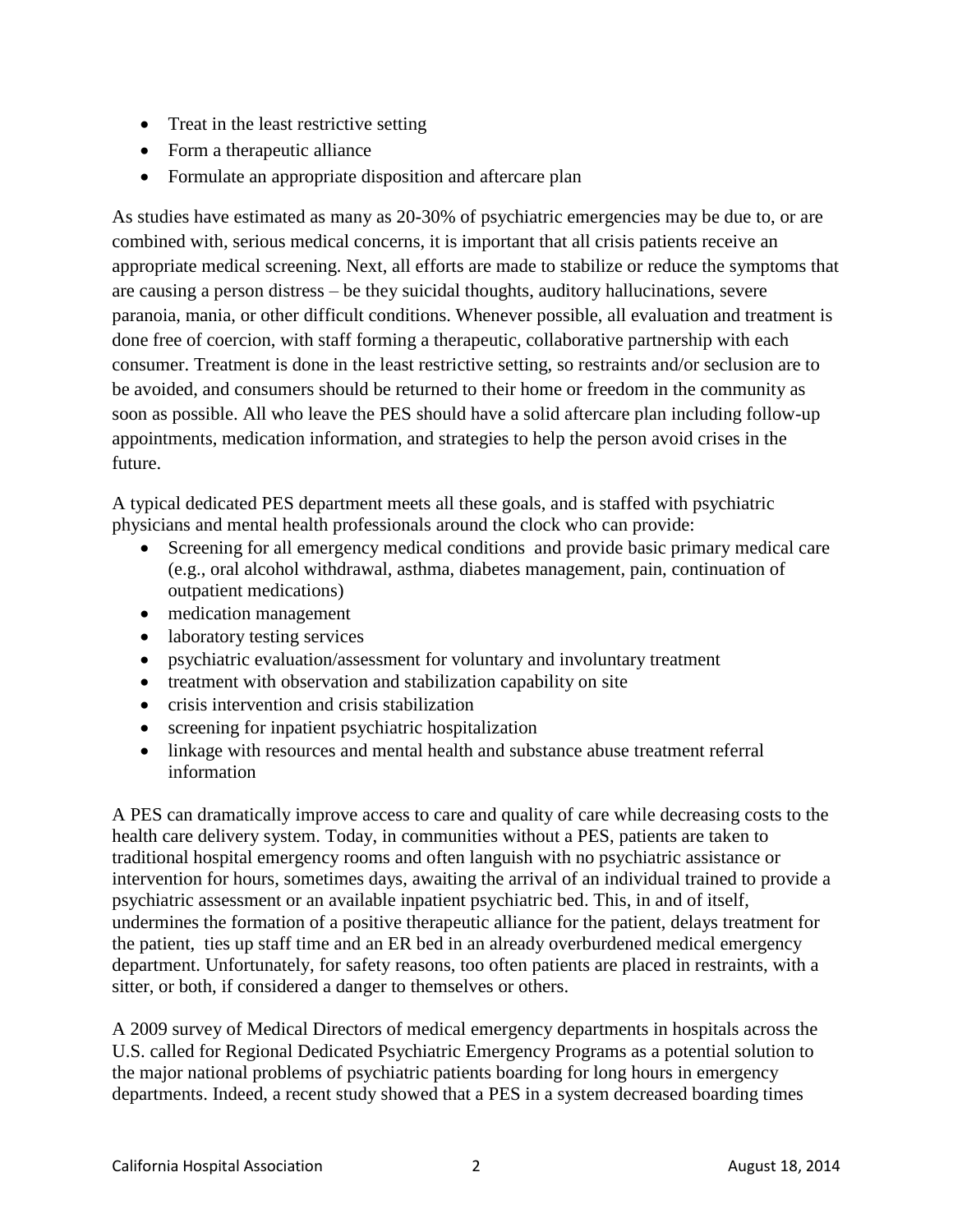- Treat in the least restrictive setting
- Form a therapeutic alliance
- Formulate an appropriate disposition and aftercare plan

As studies have estimated as many as 20-30% of psychiatric emergencies may be due to, or are combined with, serious medical concerns, it is important that all crisis patients receive an appropriate medical screening. Next, all efforts are made to stabilize or reduce the symptoms that are causing a person distress – be they suicidal thoughts, auditory hallucinations, severe paranoia, mania, or other difficult conditions. Whenever possible, all evaluation and treatment is done free of coercion, with staff forming a therapeutic, collaborative partnership with each consumer. Treatment is done in the least restrictive setting, so restraints and/or seclusion are to be avoided, and consumers should be returned to their home or freedom in the community as soon as possible. All who leave the PES should have a solid aftercare plan including follow-up appointments, medication information, and strategies to help the person avoid crises in the future.

A typical dedicated PES department meets all these goals, and is staffed with psychiatric physicians and mental health professionals around the clock who can provide:

- Screening for all emergency medical conditions and provide basic primary medical care (e.g., oral alcohol withdrawal, asthma, diabetes management, pain, continuation of outpatient medications)
- medication management
- laboratory testing services
- psychiatric evaluation/assessment for voluntary and involuntary treatment
- treatment with observation and stabilization capability on site
- crisis intervention and crisis stabilization
- screening for inpatient psychiatric hospitalization
- linkage with resources and mental health and substance abuse treatment referral information

A PES can dramatically improve access to care and quality of care while decreasing costs to the health care delivery system. Today, in communities without a PES, patients are taken to traditional hospital emergency rooms and often languish with no psychiatric assistance or intervention for hours, sometimes days, awaiting the arrival of an individual trained to provide a psychiatric assessment or an available inpatient psychiatric bed. This, in and of itself, undermines the formation of a positive therapeutic alliance for the patient, delays treatment for the patient, ties up staff time and an ER bed in an already overburdened medical emergency department. Unfortunately, for safety reasons, too often patients are placed in restraints, with a sitter, or both, if considered a danger to themselves or others.

A 2009 survey of Medical Directors of medical emergency departments in hospitals across the U.S. called for Regional Dedicated Psychiatric Emergency Programs as a potential solution to the major national problems of psychiatric patients boarding for long hours in emergency departments. Indeed, a recent study showed that a PES in a system decreased boarding times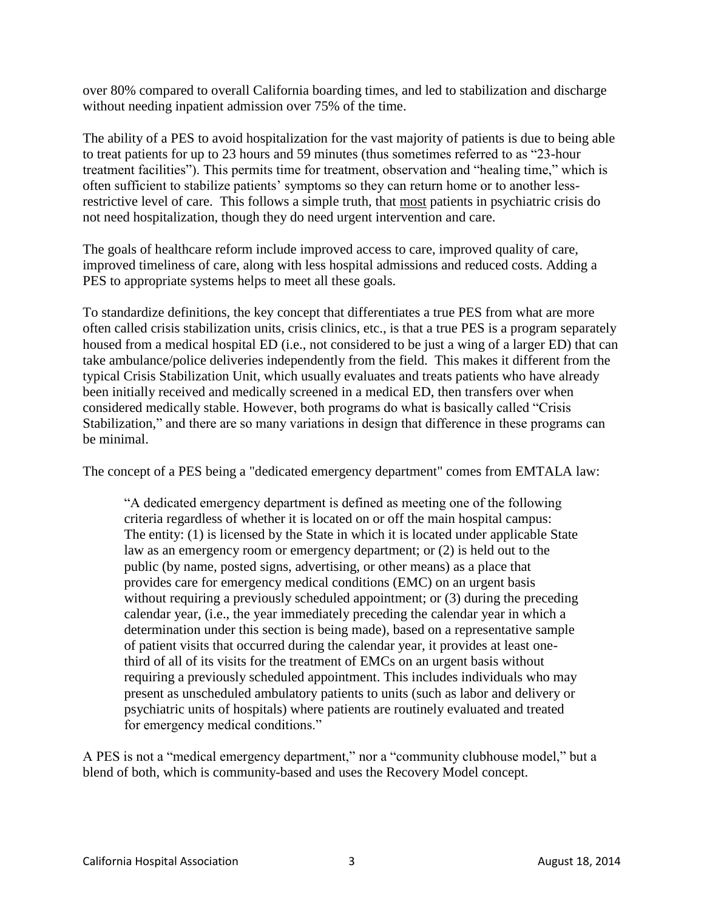over 80% compared to overall California boarding times, and led to stabilization and discharge without needing inpatient admission over 75% of the time.

The ability of a PES to avoid hospitalization for the vast majority of patients is due to being able to treat patients for up to 23 hours and 59 minutes (thus sometimes referred to as "23-hour treatment facilities"). This permits time for treatment, observation and "healing time," which is often sufficient to stabilize patients' symptoms so they can return home or to another less-restrictive level of care. This follows a simple truth, that <u>most</u> patients in psychiatric crisis do not need hospitalization, though they do need urgent intervention and care.

The goals of healthcare reform include improved access to care, improved quality of care, improved timeliness of care, along with less hospital admissions and reduced costs. Adding a PES to appropriate systems helps to meet all these goals.

To standardize definitions, the key concept that differentiates a true PES from what are more often called crisis stabilization units, crisis clinics, etc., is that a true PES is a program separately housed from a medical hospital ED (i.e., not considered to be just a wing of a larger ED) that can take ambulance/police deliveries independently from the field. This makes it different from the typical Crisis Stabilization Unit, which usually evaluates and treats patients who have already been initially received and medically screened in a medical ED, then transfers over when considered medically stable. However, both programs do what is basically called "Crisis Stabilization," and there are so many variations in design that difference in these programs can be minimal.

The concept of a PES being a "dedicated emergency department" comes from EMTALA law:

> "A dedicated emergency department is defined as meeting one of the following criteria regardless of whether it is located on or off the main hospital campus: The entity: (1) is licensed by the State in which it is located under applicable State law as an emergency room or emergency department; or (2) is held out to the public (by name, posted signs, advertising, or other means) as a place that provides care for emergency medical conditions (EMC) on an urgent basis without requiring a previously scheduled appointment; or (3) during the preceding calendar year, (i.e., the year immediately preceding the calendar year in which a determination under this section is being made), based on a representative sample of patient visits that occurred during the calendar year, it provides at least one-third of all of its visits for the treatment of EMCs on an urgent basis without requiring a previously scheduled appointment. This includes individuals who may present as unscheduled ambulatory patients to units (such as labor and delivery or psychiatric units of hospitals) where patients are routinely evaluated and treated for emergency medical conditions."

A PES is not a "medical emergency department," nor a "community clubhouse model," but a blend of both, which is community-based and uses the Recovery Model concept.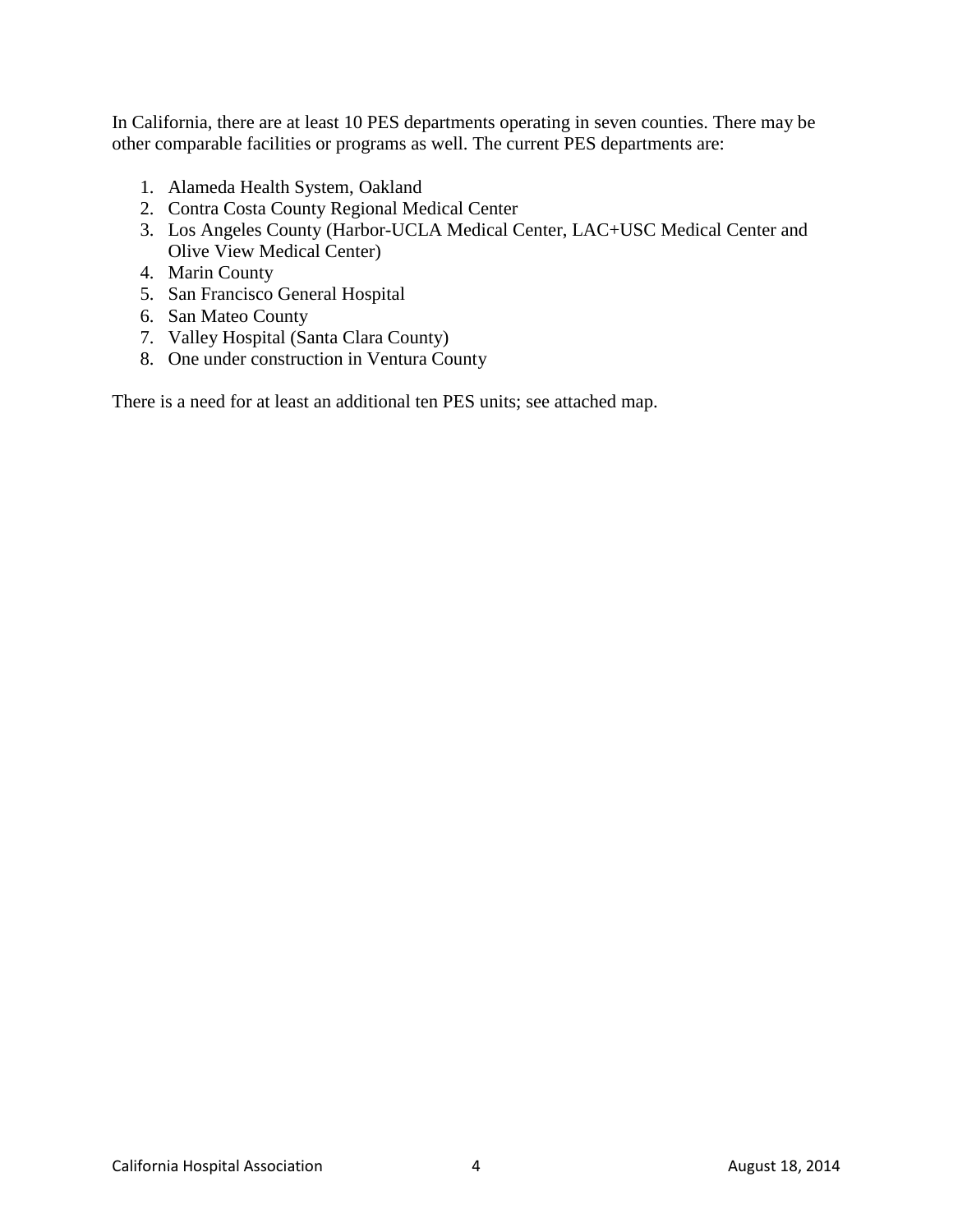In California, there are at least 10 PES departments operating in seven counties. There may be other comparable facilities or programs as well. The current PES departments are:

1. Alameda Health System, Oakland
2. Contra Costa County Regional Medical Center
3. Los Angeles County (Harbor-UCLA Medical Center, LAC+USC Medical Center and Olive View Medical Center)
4. Marin County
5. San Francisco General Hospital
6. San Mateo County
7. Valley Hospital (Santa Clara County)
8. One under construction in Ventura County

There is a need for at least an additional ten PES units; see attached map.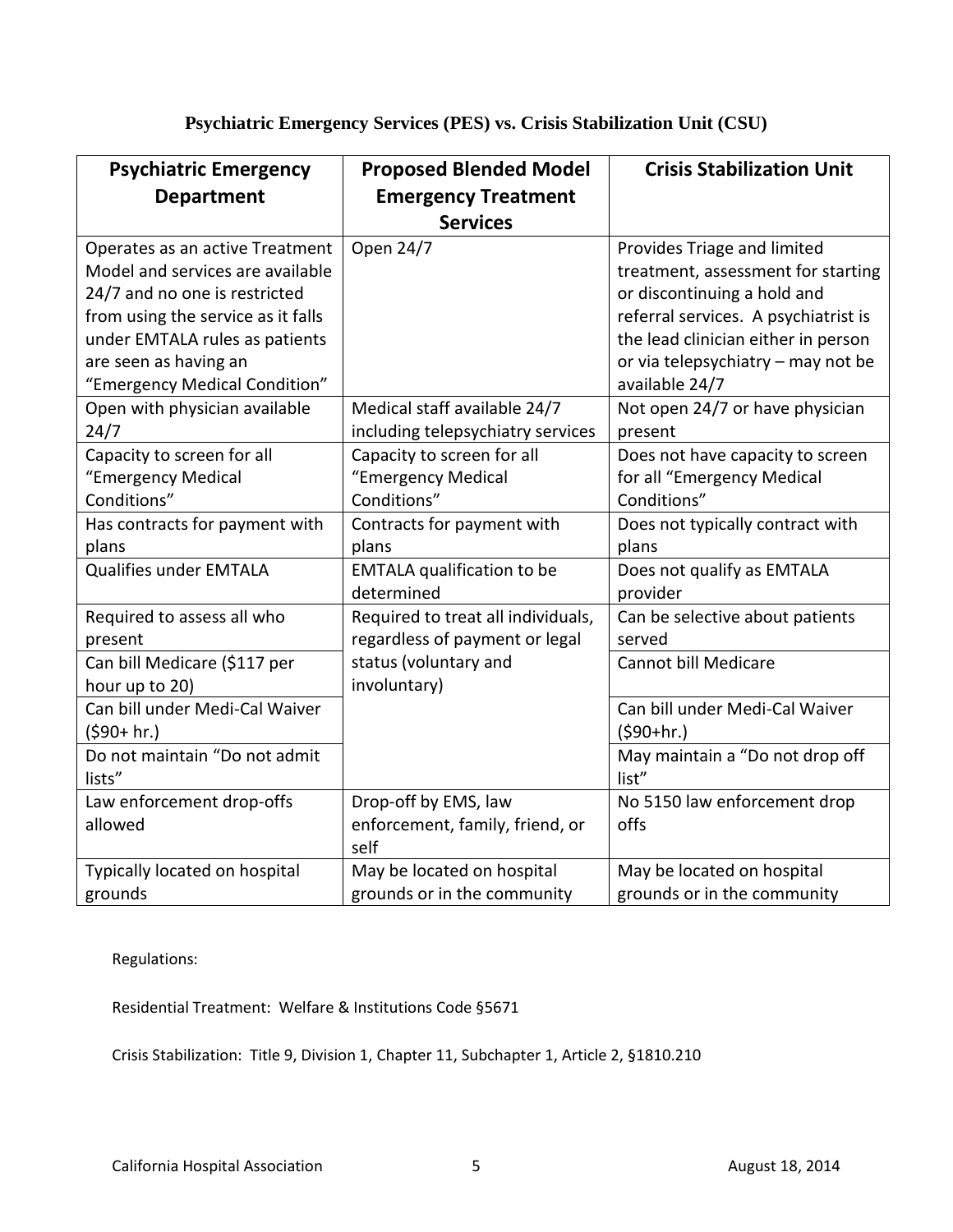**Psychiatric Emergency Services (PES) vs. Crisis Stabilization Unit (CSU)**

| Psychiatric Emergency Department | Proposed Blended Model Emergency Treatment Services | Crisis Stabilization Unit |
|---|---|---|
| Operates as an active Treatment Model and services are available 24/7 and no one is restricted from using the service as it falls under EMTALA rules as patients are seen as having an "Emergency Medical Condition" | Open 24/7 | Provides Triage and limited treatment, assessment for starting or discontinuing a hold and referral services. A psychiatrist is the lead clinician either in person or via telepsychiatry – may not be available 24/7 |
| Open with physician available 24/7 | Medical staff available 24/7 including telepsychiatry services | Not open 24/7 or have physician present |
| Capacity to screen for all "Emergency Medical Conditions" | Capacity to screen for all "Emergency Medical Conditions" | Does not have capacity to screen for all "Emergency Medical Conditions" |
| Has contracts for payment with plans | Contracts for payment with plans | Does not typically contract with plans |
| Qualifies under EMTALA | EMTALA qualification to be determined | Does not qualify as EMTALA provider |
| Required to assess all who present | Required to treat all individuals, regardless of payment or legal status (voluntary and involuntary) | Can be selective about patients served |
| Can bill Medicare ($117 per hour up to 20) | | Cannot bill Medicare |
| Can bill under Medi-Cal Waiver ($90+ hr.) | | Can bill under Medi-Cal Waiver ($90+hr.) |
| Do not maintain "Do not admit lists" | | May maintain a "Do not drop off list" |
| Law enforcement drop-offs allowed | Drop-off by EMS, law enforcement, family, friend, or self | No 5150 law enforcement drop offs |
| Typically located on hospital grounds | May be located on hospital grounds or in the community | May be located on hospital grounds or in the community |

Regulations:

Residential Treatment: Welfare & Institutions Code §5671

Crisis Stabilization: Title 9, Division 1, Chapter 11, Subchapter 1, Article 2, §1810.210